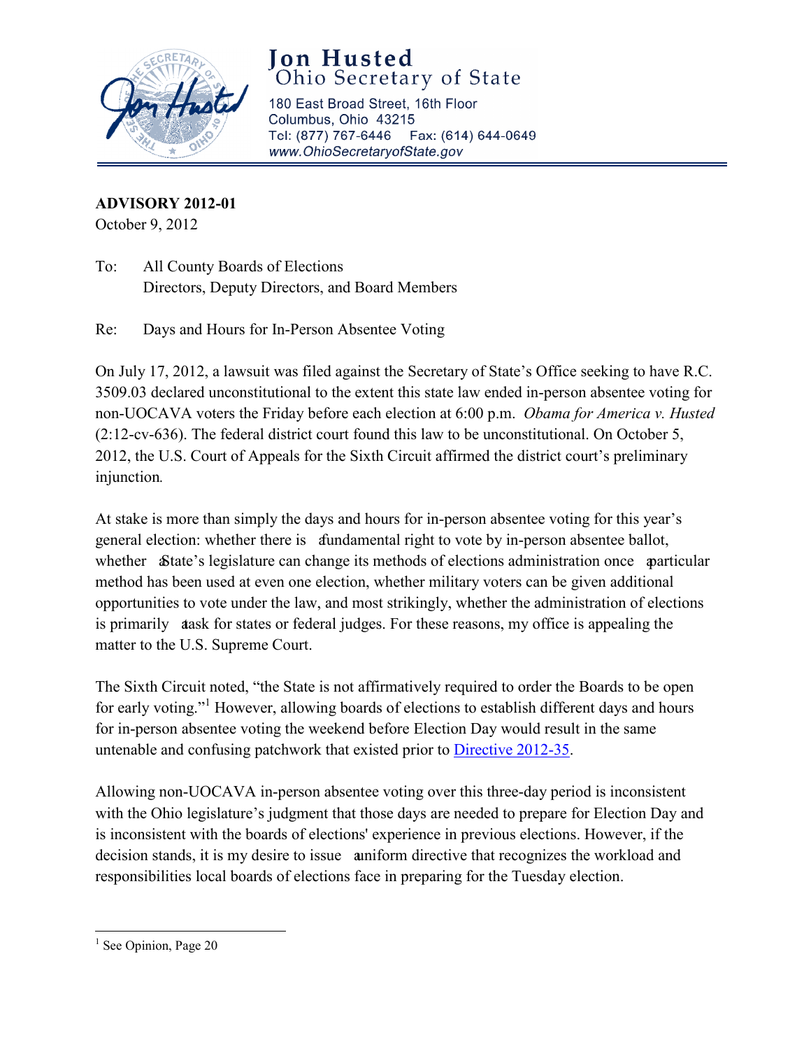# Jon Husted
## Ohio Secretary of State

180 East Broad Street, 16th Floor
Columbus, Ohio 43215
Tel: (877) 767-6446 Fax: (614) 644-0649
www.OhioSecretaryofState.gov

**ADVISORY 2012-01**
October 9, 2012

To: All County Boards of Elections
Directors, Deputy Directors, and Board Members

Re: Days and Hours for In-Person Absentee Voting

On July 17, 2012, a lawsuit was filed against the Secretary of State's Office seeking to have R.C. 3509.03 declared unconstitutional to the extent this state law ended in-person absentee voting for non-UOCAVA voters the Friday before each election at 6:00 p.m. *Obama for America v. Husted* (2:12-cv-636). The federal district court found this law to be unconstitutional. On October 5, 2012, the U.S. Court of Appeals for the Sixth Circuit affirmed the district court's preliminary injunction.

At stake is more than simply the days and hours for in-person absentee voting for this year's general election: whether there is a fundamental right to vote by in-person absentee ballot, whether a State's legislature can change its methods of elections administration once a particular method has been used at even one election, whether military voters can be given additional opportunities to vote under the law, and most strikingly, whether the administration of elections is primarily a task for states or federal judges. For these reasons, my office is appealing the matter to the U.S. Supreme Court.

The Sixth Circuit noted, "the State is not affirmatively required to order the Boards to be open for early voting."[1] However, allowing boards of elections to establish different days and hours for in-person absentee voting the weekend before Election Day would result in the same untenable and confusing patchwork that existed prior to Directive 2012-35.

Allowing non-UOCAVA in-person absentee voting over this three-day period is inconsistent with the Ohio legislature's judgment that those days are needed to prepare for Election Day and is inconsistent with the boards of elections' experience in previous elections. However, if the decision stands, it is my desire to issue a uniform directive that recognizes the workload and responsibilities local boards of elections face in preparing for the Tuesday election.

---

[1] See Opinion, Page 20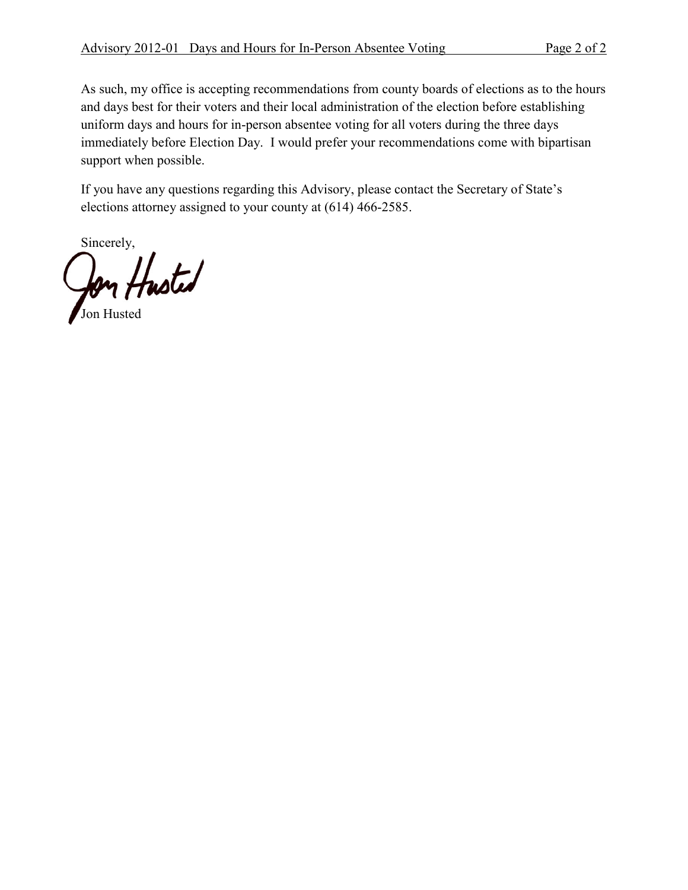As such, my office is accepting recommendations from county boards of elections as to the hours and days best for their voters and their local administration of the election before establishing uniform days and hours for in-person absentee voting for all voters during the three days immediately before Election Day. I would prefer your recommendations come with bipartisan support when possible.

If you have any questions regarding this Advisory, please contact the Secretary of State's elections attorney assigned to your county at (614) 466-2585.

Sincerely,

Jon Husted